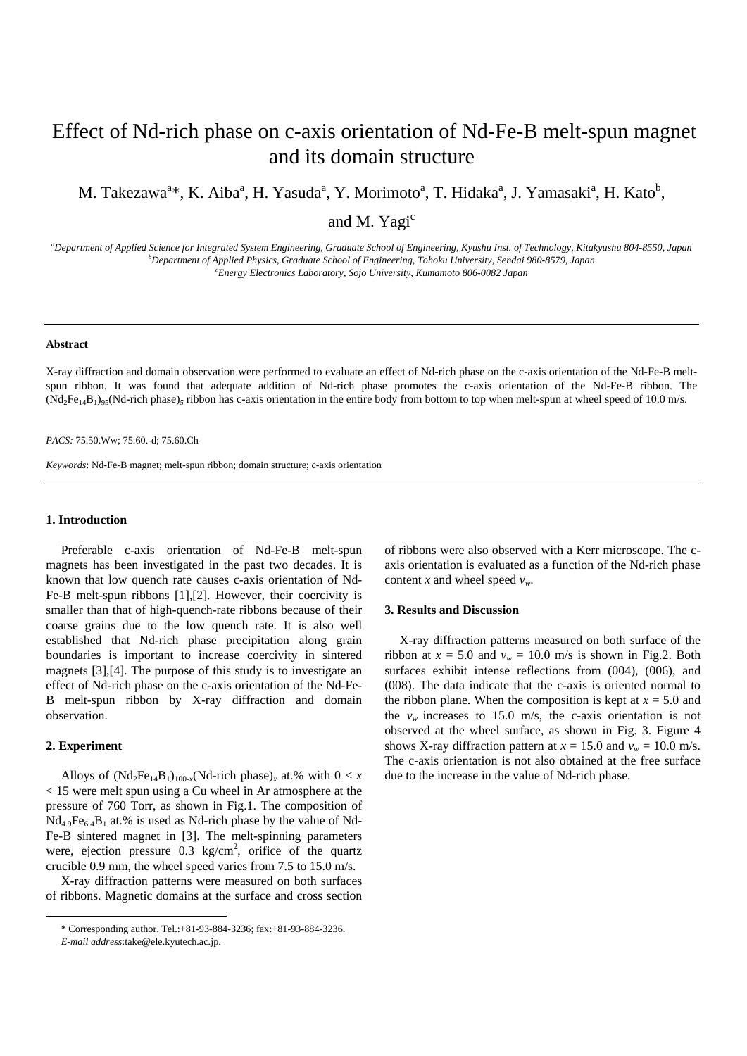# Effect of Nd-rich phase on c-axis orientation of Nd-Fe-B melt-spun magnet and its domain structure

M. Takezawa[a]*, K. Aiba[a], H. Yasuda[a], Y. Morimoto[a], T. Hidaka[a], J. Yamasaki[a], H. Kato[b], and M. Yagi[c]

[a]*Department of Applied Science for Integrated System Engineering, Graduate School of Engineering, Kyushu Inst. of Technology, Kitakyushu 804-8550, Japan*
[b]*Department of Applied Physics, Graduate School of Engineering, Tohoku University, Sendai 980-8579, Japan*
[c]*Energy Electronics Laboratory, Sojo University, Kumamoto 806-0082 Japan*

---

**Abstract**

X-ray diffraction and domain observation were performed to evaluate an effect of Nd-rich phase on the c-axis orientation of the Nd-Fe-B melt-spun ribbon. It was found that adequate addition of Nd-rich phase promotes the c-axis orientation of the Nd-Fe-B ribbon. The $(Nd_2Fe_{14}B_1)_{95}$(Nd-rich phase)$_5$ ribbon has c-axis orientation in the entire body from bottom to top when melt-spun at wheel speed of 10.0 m/s.

*PACS:* 75.50.Ww; 75.60.-d; 75.60.Ch

*Keywords*: Nd-Fe-B magnet; melt-spun ribbon; domain structure; c-axis orientation

---

### 1. Introduction

Preferable c-axis orientation of Nd-Fe-B melt-spun magnets has been investigated in the past two decades. It is known that low quench rate causes c-axis orientation of Nd-Fe-B melt-spun ribbons [1],[2]. However, their coercivity is smaller than that of high-quench-rate ribbons because of their coarse grains due to the low quench rate. It is also well established that Nd-rich phase precipitation along grain boundaries is important to increase coercivity in sintered magnets [3],[4]. The purpose of this study is to investigate an effect of Nd-rich phase on the c-axis orientation of the Nd-Fe-B melt-spun ribbon by X-ray diffraction and domain observation.

### 2. Experiment

Alloys of $(Nd_2Fe_{14}B_1)_{100-x}$(Nd-rich phase)$_x$ at.% with $0 < x < 15$ were melt spun using a Cu wheel in Ar atmosphere at the pressure of 760 Torr, as shown in Fig.1. The composition of $Nd_{4.9}Fe_{6.4}B_1$ at.% is used as Nd-rich phase by the value of Nd-Fe-B sintered magnet in [3]. The melt-spinning parameters were, ejection pressure 0.3 kg/cm$^2$, orifice of the quartz crucible 0.9 mm, the wheel speed varies from 7.5 to 15.0 m/s.

X-ray diffraction patterns were measured on both surfaces of ribbons. Magnetic domains at the surface and cross section of ribbons were also observed with a Kerr microscope. The c-axis orientation is evaluated as a function of the Nd-rich phase content $x$ and wheel speed $v_w$.

### 3. Results and Discussion

X-ray diffraction patterns measured on both surface of the ribbon at $x = 5.0$ and $v_w = 10.0$ m/s is shown in Fig.2. Both surfaces exhibit intense reflections from (004), (006), and (008). The data indicate that the c-axis is oriented normal to the ribbon plane. When the composition is kept at $x = 5.0$ and the $v_w$ increases to 15.0 m/s, the c-axis orientation is not observed at the wheel surface, as shown in Fig. 3. Figure 4 shows X-ray diffraction pattern at $x = 15.0$ and $v_w = 10.0$ m/s. The c-axis orientation is not also obtained at the free surface due to the increase in the value of Nd-rich phase.

---

\* Corresponding author. Tel.:+81-93-884-3236; fax:+81-93-884-3236.
*E-mail address*:take@ele.kyutech.ac.jp.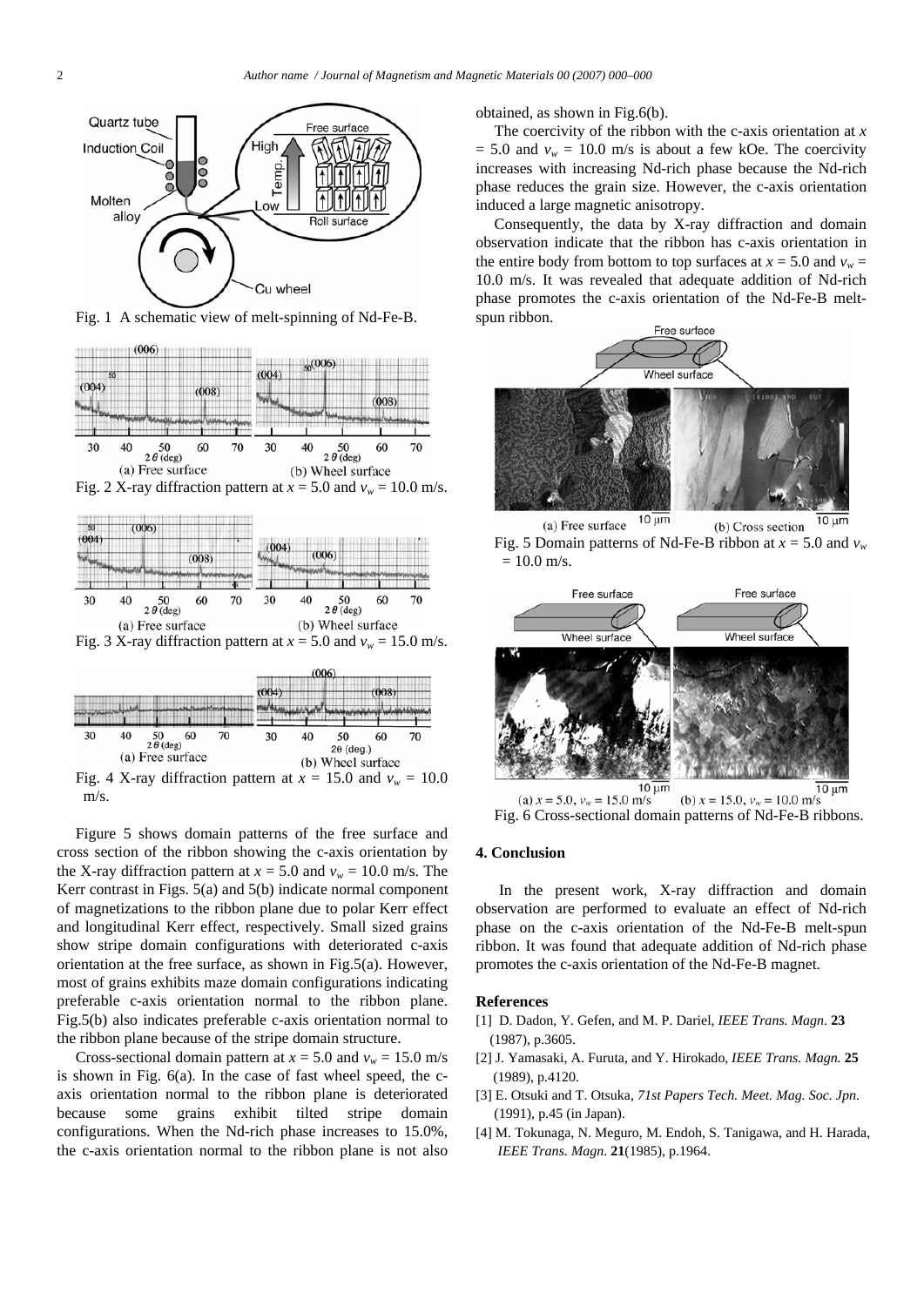Quartz tube

Induction Coil

Molten alloy

Free surface

High

Temp.

Low

Roll surface

Cu wheel

Fig. 1 A schematic view of melt-spinning of Nd-Fe-B.

(006)

(004)

(008)

30 40 50 60 70

$2\theta$ (deg)

(a) Free surface

(006)

(004)

(008)

30 40 50 60 70

$2\theta$ (deg)

(b) Wheel surface

Fig. 2 X-ray diffraction pattern at $x$ = 5.0 and $v_w$ = 10.0 m/s.

(006)

(004)

(008)

30 40 50 60 70

$2\theta$ (deg)

(a) Free surface

(004)

(006)

30 40 50 60 70

$2\theta$ (deg)

(b) Wheel surface

Fig. 3 X-ray diffraction pattern at $x$ = 5.0 and $v_w$ = 15.0 m/s.

30 40 50 60 70

$2\theta$ (deg)

(a) Free surface

(006)

(004)

(008)

30 40 50 60 70

$2\theta$ (deg.)

(b) Wheel surface

Fig. 4 X-ray diffraction pattern at $x$ = 15.0 and $v_w$ = 10.0 m/s.

Figure 5 shows domain patterns of the free surface and cross section of the ribbon showing the c-axis orientation by the X-ray diffraction pattern at $x$ = 5.0 and $v_w$ = 10.0 m/s. The Kerr contrast in Figs. 5(a) and 5(b) indicate normal component of magnetizations to the ribbon plane due to polar Kerr effect and longitudinal Kerr effect, respectively. Small sized grains show stripe domain configurations with deteriorated c-axis orientation at the free surface, as shown in Fig.5(a). However, most of grains exhibits maze domain configurations indicating preferable c-axis orientation normal to the ribbon plane. Fig.5(b) also indicates preferable c-axis orientation normal to the ribbon plane because of the stripe domain structure.

Cross-sectional domain pattern at $x$ = 5.0 and $v_w$ = 15.0 m/s is shown in Fig. 6(a). In the case of fast wheel speed, the c-axis orientation normal to the ribbon plane is deteriorated because some grains exhibit tilted stripe domain configurations. When the Nd-rich phase increases to 15.0%, the c-axis orientation normal to the ribbon plane is not also obtained, as shown in Fig.6(b).

The coercivity of the ribbon with the c-axis orientation at $x$ = 5.0 and $v_w$ = 10.0 m/s is about a few kOe. The coercivity increases with increasing Nd-rich phase because the Nd-rich phase reduces the grain size. However, the c-axis orientation induced a large magnetic anisotropy.

Consequently, the data by X-ray diffraction and domain observation indicate that the ribbon has c-axis orientation in the entire body from bottom to top surfaces at $x$ = 5.0 and $v_w$ = 10.0 m/s. It was revealed that adequate addition of Nd-rich phase promotes the c-axis orientation of the Nd-Fe-B melt-spun ribbon.

Free surface

Wheel surface

(a) Free surface 10 μm

(b) Cross section 10 μm

Fig. 5 Domain patterns of Nd-Fe-B ribbon at $x$ = 5.0 and $v_w$ = 10.0 m/s.

Free surface

Wheel surface

Free surface

Wheel surface

(a) $x$ = 5.0, $v_w$ = 15.0 m/s 10 μm

(b) $x$ = 15.0, $v_w$ = 10.0 m/s 10 μm

Fig. 6 Cross-sectional domain patterns of Nd-Fe-B ribbons.

## 4. Conclusion

In the present work, X-ray diffraction and domain observation are performed to evaluate an effect of Nd-rich phase on the c-axis orientation of the Nd-Fe-B melt-spun ribbon. It was found that adequate addition of Nd-rich phase promotes the c-axis orientation of the Nd-Fe-B magnet.

## References

[1] D. Dadon, Y. Gefen, and M. P. Dariel, *IEEE Trans. Magn.* **23** (1987), p.3605.

[2] J. Yamasaki, A. Furuta, and Y. Hirokado, *IEEE Trans. Magn.* **25** (1989), p.4120.

[3] E. Otsuki and T. Otsuka, *71st Papers Tech. Meet. Mag. Soc. Jpn*. (1991), p.45 (in Japan).

[4] M. Tokunaga, N. Meguro, M. Endoh, S. Tanigawa, and H. Harada, *IEEE Trans. Magn*. **21**(1985), p.1964.